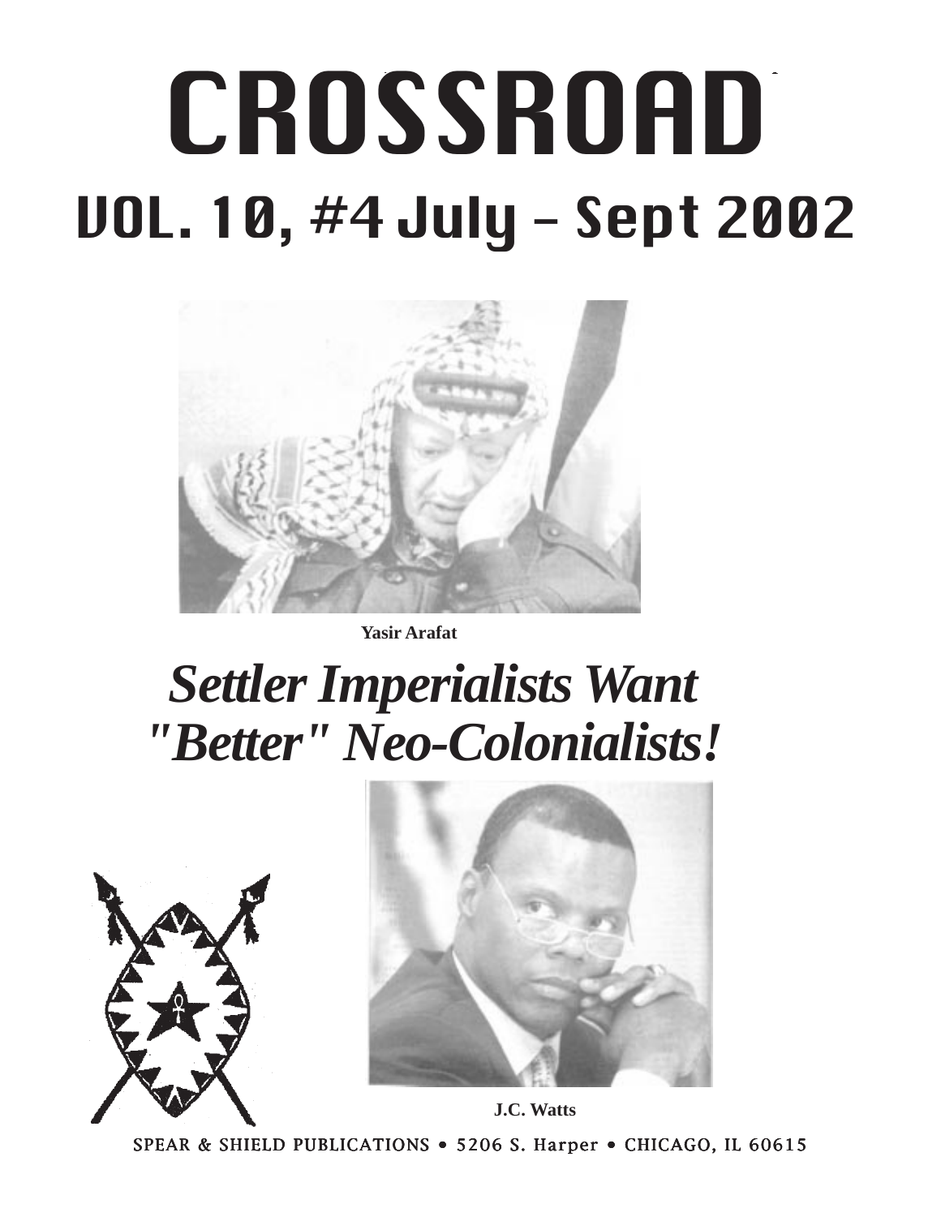# CROSSROAD

## VOL. 10, #4 July – Sept 2002

**Yasir Arafat**

# *Settler Imperialists Want "Better" Neo-Colonialists!*

**J.C. Watts**

SPEAR & SHIELD PUBLICATIONS • 5206 S. Harper • CHICAGO, IL 60615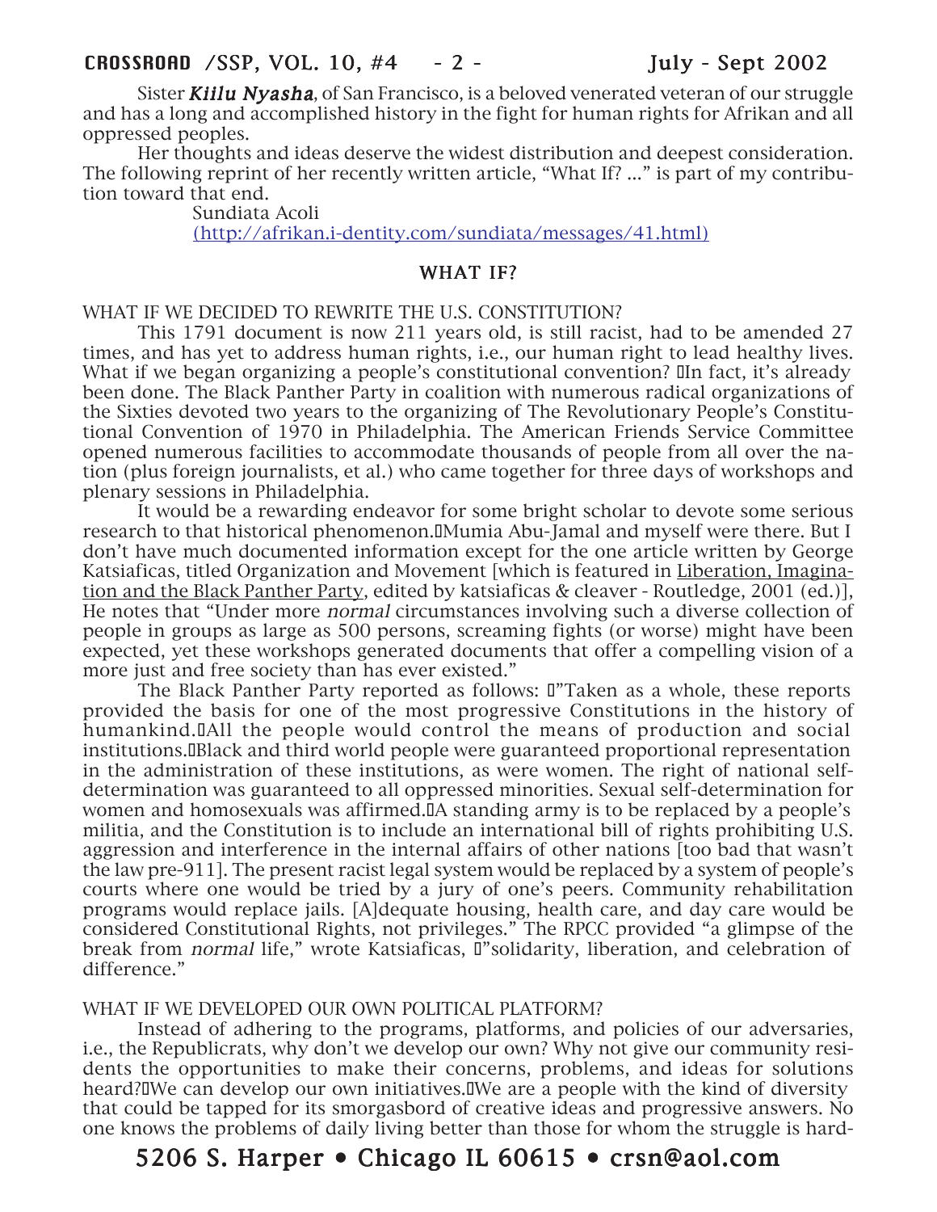Sister ***Kiilu Nyasha***, of San Francisco, is a beloved venerated veteran of our struggle and has a long and accomplished history in the fight for human rights for Afrikan and all oppressed peoples.

Her thoughts and ideas deserve the widest distribution and deepest consideration. The following reprint of her recently written article, "What If? ..." is part of my contribution toward that end.

Sundiata Acoli
(http://afrikan.i-dentity.com/sundiata/messages/41.html)

## WHAT IF?

WHAT IF WE DECIDED TO REWRITE THE U.S. CONSTITUTION?

This 1791 document is now 211 years old, is still racist, had to be amended 27 times, and has yet to address human rights, i.e., our human right to lead healthy lives. What if we began organizing a people's constitutional convention? In fact, it's already been done. The Black Panther Party in coalition with numerous radical organizations of the Sixties devoted two years to the organizing of The Revolutionary People's Constitutional Convention of 1970 in Philadelphia. The American Friends Service Committee opened numerous facilities to accommodate thousands of people from all over the nation (plus foreign journalists, et al.) who came together for three days of workshops and plenary sessions in Philadelphia.

It would be a rewarding endeavor for some bright scholar to devote some serious research to that historical phenomenon. Mumia Abu-Jamal and myself were there. But I don't have much documented information except for the one article written by George Katsiaficas, titled Organization and Movement [which is featured in Liberation, Imagination and the Black Panther Party, edited by katsiaficas & cleaver - Routledge, 2001 (ed.)], He notes that "Under more *normal* circumstances involving such a diverse collection of people in groups as large as 500 persons, screaming fights (or worse) might have been expected, yet these workshops generated documents that offer a compelling vision of a more just and free society than has ever existed."

The Black Panther Party reported as follows: "Taken as a whole, these reports provided the basis for one of the most progressive Constitutions in the history of humankind. All the people would control the means of production and social institutions. Black and third world people were guaranteed proportional representation in the administration of these institutions, as were women. The right of national self-determination was guaranteed to all oppressed minorities. Sexual self-determination for women and homosexuals was affirmed. A standing army is to be replaced by a people's militia, and the Constitution is to include an international bill of rights prohibiting U.S. aggression and interference in the internal affairs of other nations [too bad that wasn't the law pre-911]. The present racist legal system would be replaced by a system of people's courts where one would be tried by a jury of one's peers. Community rehabilitation programs would replace jails. [A]dequate housing, health care, and day care would be considered Constitutional Rights, not privileges." The RPCC provided "a glimpse of the break from *normal* life," wrote Katsiaficas, "solidarity, liberation, and celebration of difference."

WHAT IF WE DEVELOPED OUR OWN POLITICAL PLATFORM?

Instead of adhering to the programs, platforms, and policies of our adversaries, i.e., the Republicrats, why don't we develop our own? Why not give our community residents the opportunities to make their concerns, problems, and ideas for solutions heard? We can develop our own initiatives. We are a people with the kind of diversity that could be tapped for its smorgasbord of creative ideas and progressive answers. No one knows the problems of daily living better than those for whom the struggle is hard-

5206 S. Harper • Chicago IL 60615 • crsn@aol.com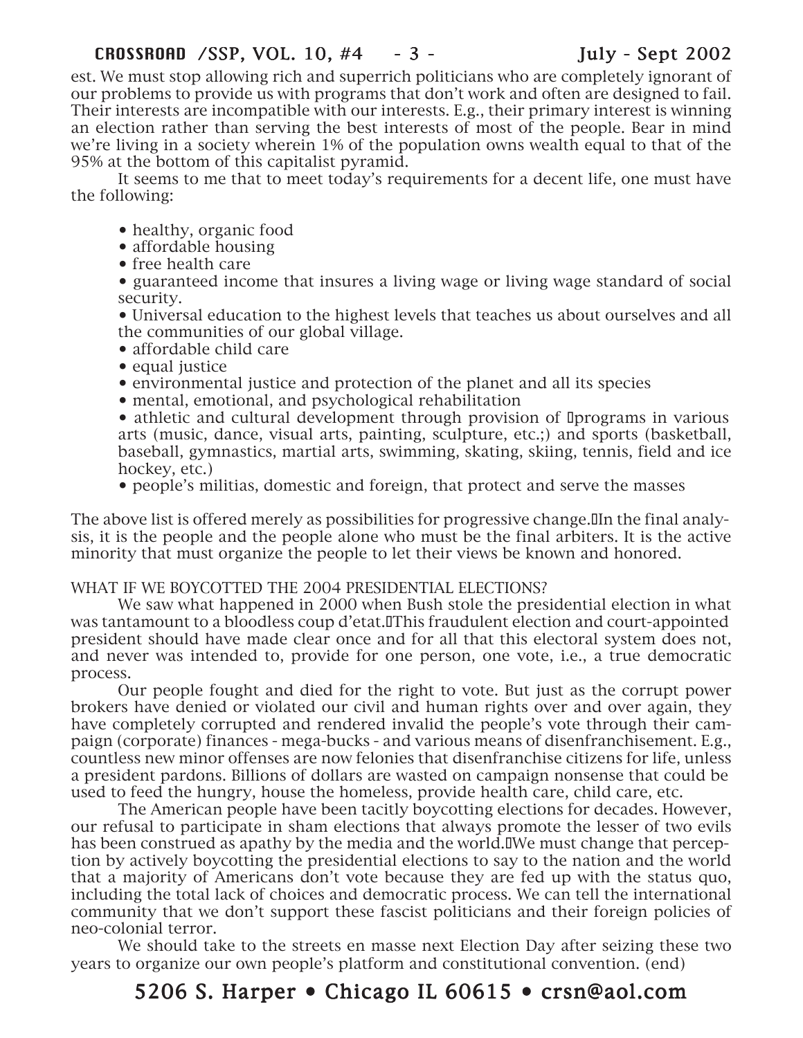est. We must stop allowing rich and superrich politicians who are completely ignorant of our problems to provide us with programs that don't work and often are designed to fail. Their interests are incompatible with our interests. E.g., their primary interest is winning an election rather than serving the best interests of most of the people. Bear in mind we're living in a society wherein 1% of the population owns wealth equal to that of the 95% at the bottom of this capitalist pyramid.

It seems to me that to meet today's requirements for a decent life, one must have the following:

- healthy, organic food
- affordable housing
- free health care
- guaranteed income that insures a living wage or living wage standard of social security.
- Universal education to the highest levels that teaches us about ourselves and all the communities of our global village.
- affordable child care
- equal justice
- environmental justice and protection of the planet and all its species
- mental, emotional, and psychological rehabilitation
- athletic and cultural development through provision of programs in various arts (music, dance, visual arts, painting, sculpture, etc.;) and sports (basketball, baseball, gymnastics, martial arts, swimming, skating, skiing, tennis, field and ice hockey, etc.)
- people's militias, domestic and foreign, that protect and serve the masses

The above list is offered merely as possibilities for progressive change. In the final analysis, it is the people and the people alone who must be the final arbiters. It is the active minority that must organize the people to let their views be known and honored.

WHAT IF WE BOYCOTTED THE 2004 PRESIDENTIAL ELECTIONS?

We saw what happened in 2000 when Bush stole the presidential election in what was tantamount to a bloodless coup d'etat. This fraudulent election and court-appointed president should have made clear once and for all that this electoral system does not, and never was intended to, provide for one person, one vote, i.e., a true democratic process.

Our people fought and died for the right to vote. But just as the corrupt power brokers have denied or violated our civil and human rights over and over again, they have completely corrupted and rendered invalid the people's vote through their campaign (corporate) finances - mega-bucks - and various means of disenfranchisement. E.g., countless new minor offenses are now felonies that disenfranchise citizens for life, unless a president pardons. Billions of dollars are wasted on campaign nonsense that could be used to feed the hungry, house the homeless, provide health care, child care, etc.

The American people have been tacitly boycotting elections for decades. However, our refusal to participate in sham elections that always promote the lesser of two evils has been construed as apathy by the media and the world. We must change that perception by actively boycotting the presidential elections to say to the nation and the world that a majority of Americans don't vote because they are fed up with the status quo, including the total lack of choices and democratic process. We can tell the international community that we don't support these fascist politicians and their foreign policies of neo-colonial terror.

We should take to the streets en masse next Election Day after seizing these two years to organize our own people's platform and constitutional convention. (end)

5206 S. Harper • Chicago IL 60615 • crsn@aol.com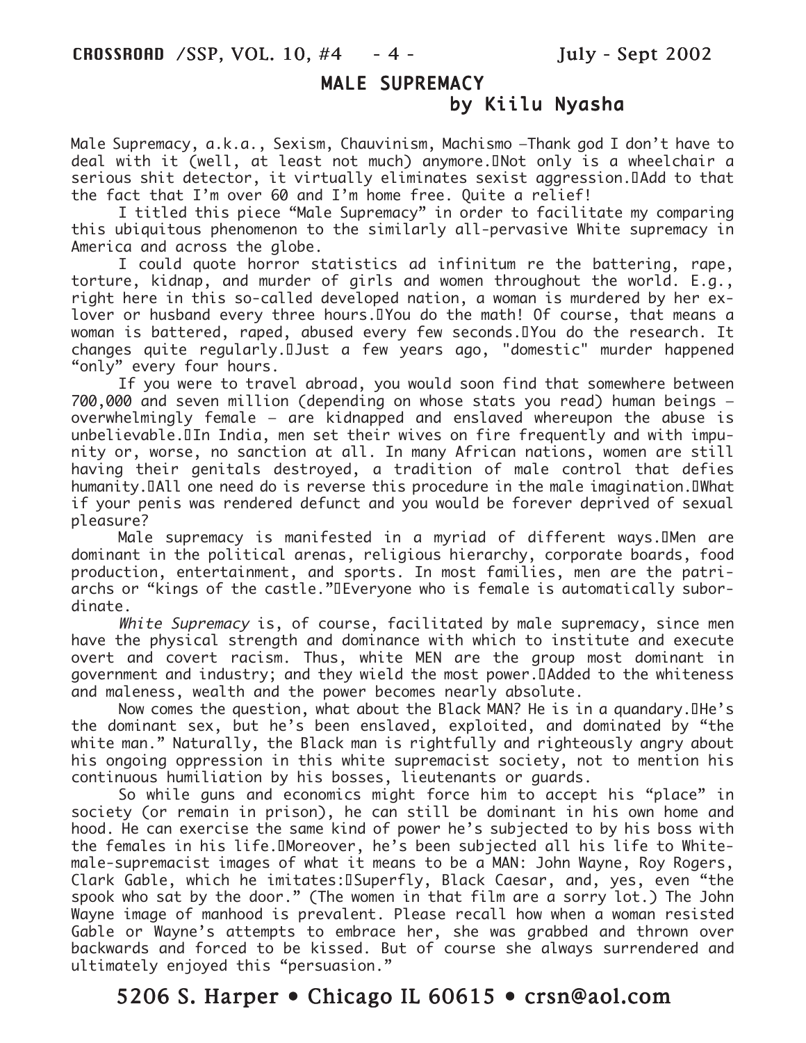## MALE SUPREMACY

### by Kiilu Nyasha

Male Supremacy, a.k.a., Sexism, Chauvinism, Machismo —Thank god I don't have to deal with it (well, at least not much) anymore. Not only is a wheelchair a serious shit detector, it virtually eliminates sexist aggression. Add to that the fact that I'm over 60 and I'm home free. Quite a relief!

I titled this piece "Male Supremacy" in order to facilitate my comparing this ubiquitous phenomenon to the similarly all-pervasive White supremacy in America and across the globe.

I could quote horror statistics ad infinitum re the battering, rape, torture, kidnap, and murder of girls and women throughout the world. E.g., right here in this so-called developed nation, a woman is murdered by her ex-lover or husband every three hours. You do the math! Of course, that means a woman is battered, raped, abused every few seconds. You do the research. It changes quite regularly. Just a few years ago, "domestic" murder happened "only" every four hours.

If you were to travel abroad, you would soon find that somewhere between 700,000 and seven million (depending on whose stats you read) human beings — overwhelmingly female — are kidnapped and enslaved whereupon the abuse is unbelievable. In India, men set their wives on fire frequently and with impunity or, worse, no sanction at all. In many African nations, women are still having their genitals destroyed, a tradition of male control that defies humanity. All one need do is reverse this procedure in the male imagination. What if your penis was rendered defunct and you would be forever deprived of sexual pleasure?

Male supremacy is manifested in a myriad of different ways. Men are dominant in the political arenas, religious hierarchy, corporate boards, food production, entertainment, and sports. In most families, men are the patriarchs or "kings of the castle." Everyone who is female is automatically subordinate.

*White Supremacy* is, of course, facilitated by male supremacy, since men have the physical strength and dominance with which to institute and execute overt and covert racism. Thus, white MEN are the group most dominant in government and industry; and they wield the most power. Added to the whiteness and maleness, wealth and the power becomes nearly absolute.

Now comes the question, what about the Black MAN? He is in a quandary. He's the dominant sex, but he's been enslaved, exploited, and dominated by "the white man." Naturally, the Black man is rightfully and righteously angry about his ongoing oppression in this white supremacist society, not to mention his continuous humiliation by his bosses, lieutenants or guards.

So while guns and economics might force him to accept his "place" in society (or remain in prison), he can still be dominant in his own home and hood. He can exercise the same kind of power he's subjected to by his boss with the females in his life. Moreover, he's been subjected all his life to White-male-supremacist images of what it means to be a MAN: John Wayne, Roy Rogers, Clark Gable, which he imitates: Superfly, Black Caesar, and, yes, even "the spook who sat by the door." (The women in that film are a sorry lot.) The John Wayne image of manhood is prevalent. Please recall how when a woman resisted Gable or Wayne's attempts to embrace her, she was grabbed and thrown over backwards and forced to be kissed. But of course she always surrendered and ultimately enjoyed this "persuasion."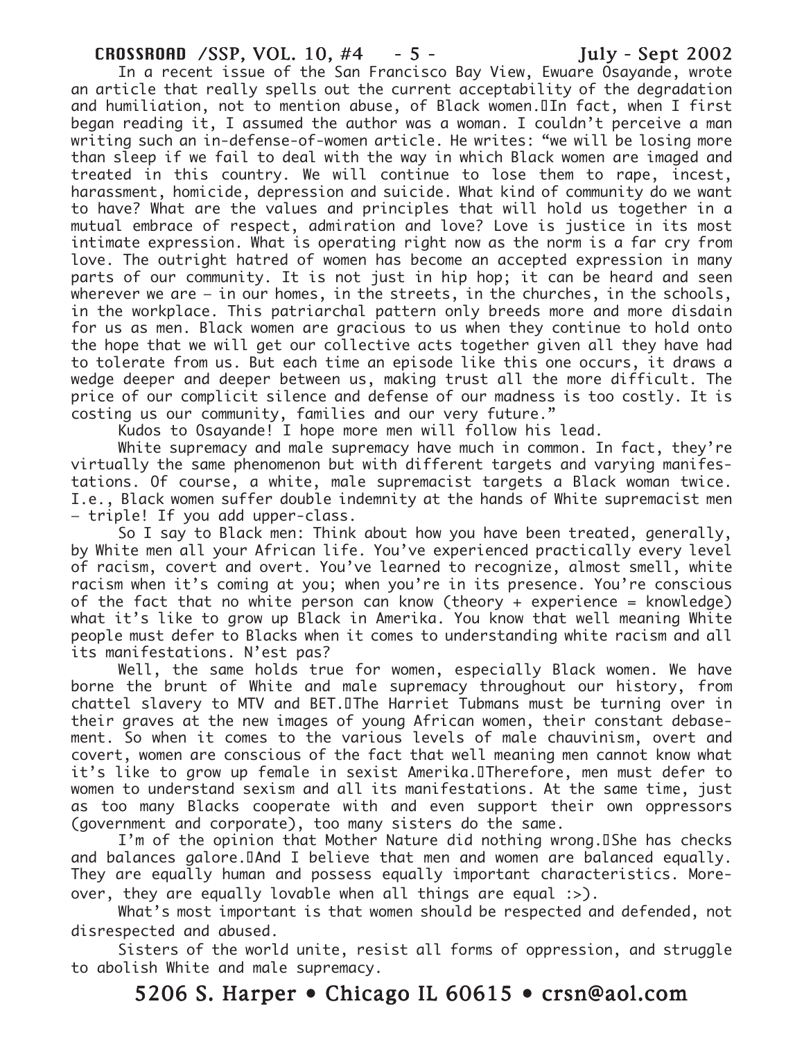In a recent issue of the San Francisco Bay View, Ewuare Osayande, wrote an article that really spells out the current acceptability of the degradation and humiliation, not to mention abuse, of Black women. In fact, when I first began reading it, I assumed the author was a woman. I couldn't perceive a man writing such an in-defense-of-women article. He writes: "we will be losing more than sleep if we fail to deal with the way in which Black women are imaged and treated in this country. We will continue to lose them to rape, incest, harassment, homicide, depression and suicide. What kind of community do we want to have? What are the values and principles that will hold us together in a mutual embrace of respect, admiration and love? Love is justice in its most intimate expression. What is operating right now as the norm is a far cry from love. The outright hatred of women has become an accepted expression in many parts of our community. It is not just in hip hop; it can be heard and seen wherever we are – in our homes, in the streets, in the churches, in the schools, in the workplace. This patriarchal pattern only breeds more and more disdain for us as men. Black women are gracious to us when they continue to hold onto the hope that we will get our collective acts together given all they have had to tolerate from us. But each time an episode like this one occurs, it draws a wedge deeper and deeper between us, making trust all the more difficult. The price of our complicit silence and defense of our madness is too costly. It is costing us our community, families and our very future."

Kudos to Osayande! I hope more men will follow his lead.

White supremacy and male supremacy have much in common. In fact, they're virtually the same phenomenon but with different targets and varying manifestations. Of course, a white, male supremacist targets a Black woman twice. I.e., Black women suffer double indemnity at the hands of White supremacist men – triple! If you add upper-class.

So I say to Black men: Think about how you have been treated, generally, by White men all your African life. You've experienced practically every level of racism, covert and overt. You've learned to recognize, almost smell, white racism when it's coming at you; when you're in its presence. You're conscious of the fact that no white person can know (theory + experience = knowledge) what it's like to grow up Black in Amerika. You know that well meaning White people must defer to Blacks when it comes to understanding white racism and all its manifestations. N'est pas?

Well, the same holds true for women, especially Black women. We have borne the brunt of White and male supremacy throughout our history, from chattel slavery to MTV and BET. The Harriet Tubmans must be turning over in their graves at the new images of young African women, their constant debasement. So when it comes to the various levels of male chauvinism, overt and covert, women are conscious of the fact that well meaning men cannot know what it's like to grow up female in sexist Amerika. Therefore, men must defer to women to understand sexism and all its manifestations. At the same time, just as too many Blacks cooperate with and even support their own oppressors (government and corporate), too many sisters do the same.

I'm of the opinion that Mother Nature did nothing wrong. She has checks and balances galore. And I believe that men and women are balanced equally. They are equally human and possess equally important characteristics. Moreover, they are equally lovable when all things are equal :>).

What's most important is that women should be respected and defended, not disrespected and abused.

Sisters of the world unite, resist all forms of oppression, and struggle to abolish White and male supremacy.

5206 S. Harper • Chicago IL 60615 • crsn@aol.com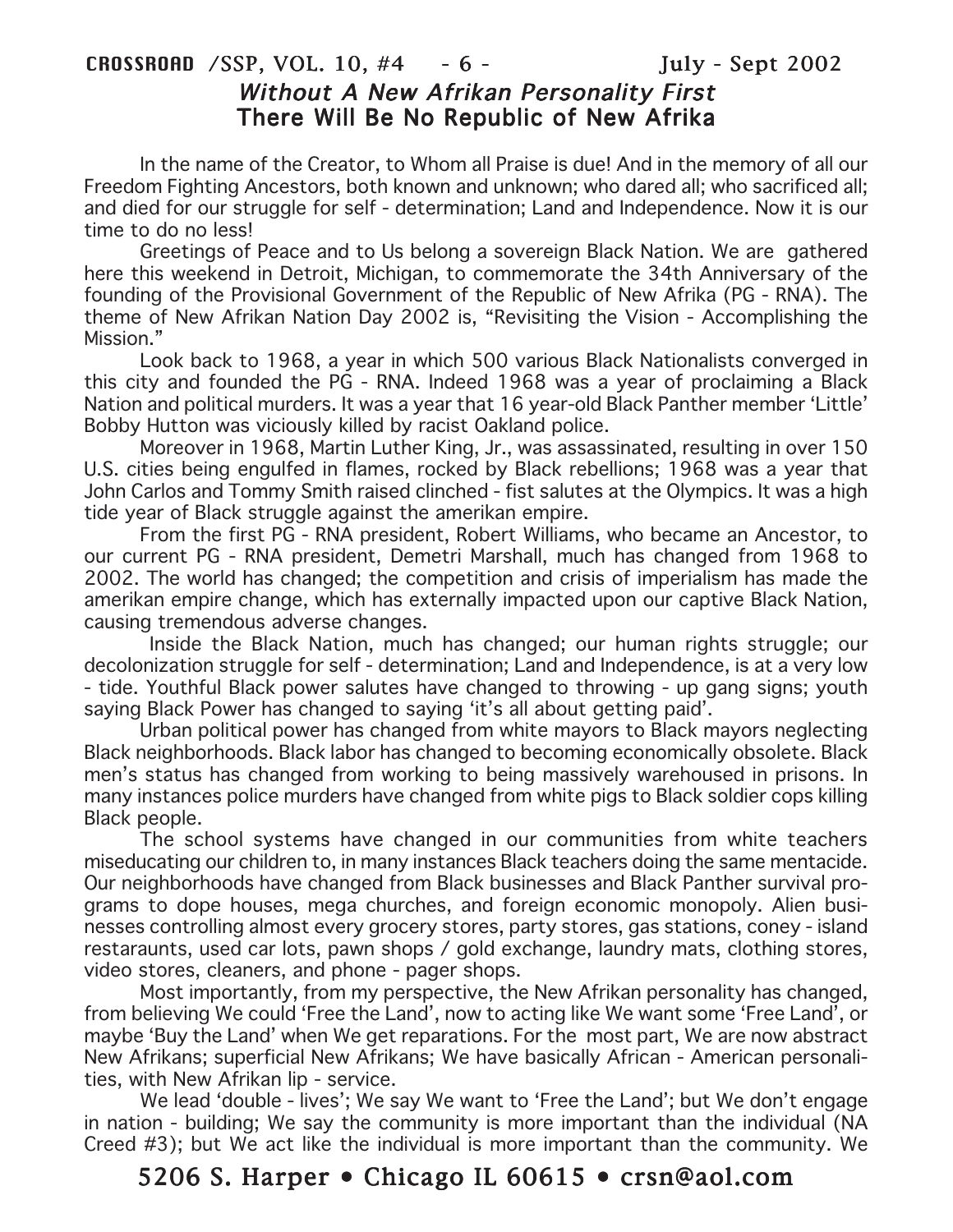## *Without A New Afrikan Personality First*
## There Will Be No Republic of New Afrika

In the name of the Creator, to Whom all Praise is due! And in the memory of all our Freedom Fighting Ancestors, both known and unknown; who dared all; who sacrificed all; and died for our struggle for self - determination; Land and Independence. Now it is our time to do no less!

Greetings of Peace and to Us belong a sovereign Black Nation. We are gathered here this weekend in Detroit, Michigan, to commemorate the 34th Anniversary of the founding of the Provisional Government of the Republic of New Afrika (PG - RNA). The theme of New Afrikan Nation Day 2002 is, "Revisiting the Vision - Accomplishing the Mission."

Look back to 1968, a year in which 500 various Black Nationalists converged in this city and founded the PG - RNA. Indeed 1968 was a year of proclaiming a Black Nation and political murders. It was a year that 16 year-old Black Panther member 'Little' Bobby Hutton was viciously killed by racist Oakland police.

Moreover in 1968, Martin Luther King, Jr., was assassinated, resulting in over 150 U.S. cities being engulfed in flames, rocked by Black rebellions; 1968 was a year that John Carlos and Tommy Smith raised clinched - fist salutes at the Olympics. It was a high tide year of Black struggle against the amerikan empire.

From the first PG - RNA president, Robert Williams, who became an Ancestor, to our current PG - RNA president, Demetri Marshall, much has changed from 1968 to 2002. The world has changed; the competition and crisis of imperialism has made the amerikan empire change, which has externally impacted upon our captive Black Nation, causing tremendous adverse changes.

Inside the Black Nation, much has changed; our human rights struggle; our decolonization struggle for self - determination; Land and Independence, is at a very low - tide. Youthful Black power salutes have changed to throwing - up gang signs; youth saying Black Power has changed to saying 'it's all about getting paid'.

Urban political power has changed from white mayors to Black mayors neglecting Black neighborhoods. Black labor has changed to becoming economically obsolete. Black men's status has changed from working to being massively warehoused in prisons. In many instances police murders have changed from white pigs to Black soldier cops killing Black people.

The school systems have changed in our communities from white teachers miseducating our children to, in many instances Black teachers doing the same mentacide. Our neighborhoods have changed from Black businesses and Black Panther survival programs to dope houses, mega churches, and foreign economic monopoly. Alien businesses controlling almost every grocery stores, party stores, gas stations, coney - island restaraunts, used car lots, pawn shops / gold exchange, laundry mats, clothing stores, video stores, cleaners, and phone - pager shops.

Most importantly, from my perspective, the New Afrikan personality has changed, from believing We could 'Free the Land', now to acting like We want some 'Free Land', or maybe 'Buy the Land' when We get reparations. For the most part, We are now abstract New Afrikans; superficial New Afrikans; We have basically African - American personalities, with New Afrikan lip - service.

We lead 'double - lives'; We say We want to 'Free the Land'; but We don't engage in nation - building; We say the community is more important than the individual (NA Creed #3); but We act like the individual is more important than the community. We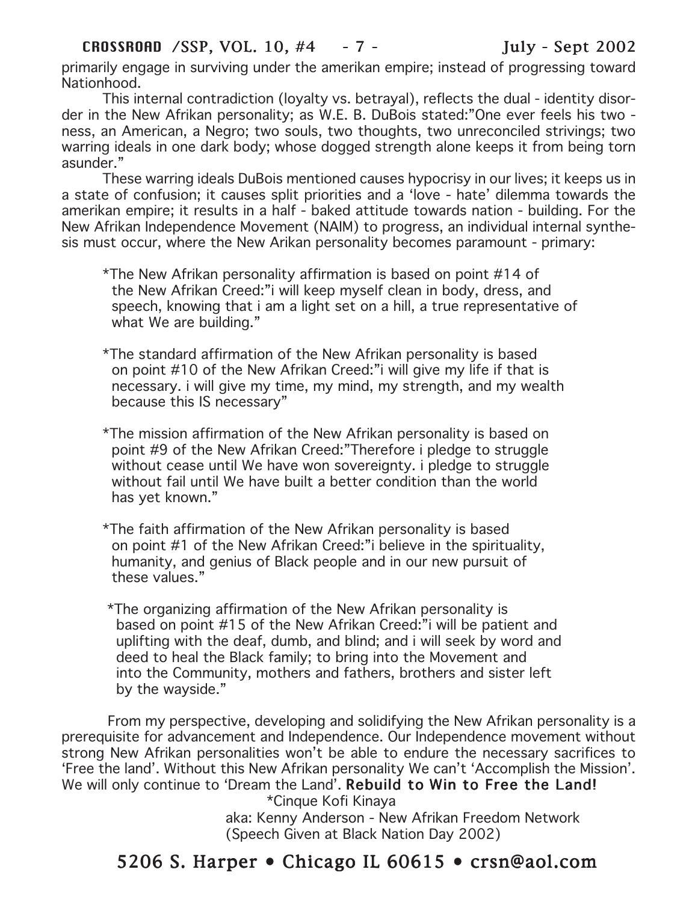primarily engage in surviving under the amerikan empire; instead of progressing toward Nationhood.

This internal contradiction (loyalty vs. betrayal), reflects the dual - identity disorder in the New Afrikan personality; as W.E. B. DuBois stated:"One ever feels his two - ness, an American, a Negro; two souls, two thoughts, two unreconciled strivings; two warring ideals in one dark body; whose dogged strength alone keeps it from being torn asunder."

These warring ideals DuBois mentioned causes hypocrisy in our lives; it keeps us in a state of confusion; it causes split priorities and a 'love - hate' dilemma towards the amerikan empire; it results in a half - baked attitude towards nation - building. For the New Afrikan Independence Movement (NAIM) to progress, an individual internal synthesis must occur, where the New Arikan personality becomes paramount - primary:

*The New Afrikan personality affirmation is based on point #14 of the New Afrikan Creed:"i will keep myself clean in body, dress, and speech, knowing that i am a light set on a hill, a true representative of what We are building."

*The standard affirmation of the New Afrikan personality is based on point #10 of the New Afrikan Creed:"i will give my life if that is necessary. i will give my time, my mind, my strength, and my wealth because this IS necessary"

*The mission affirmation of the New Afrikan personality is based on point #9 of the New Afrikan Creed:"Therefore i pledge to struggle without cease until We have won sovereignty. i pledge to struggle without fail until We have built a better condition than the world has yet known."

*The faith affirmation of the New Afrikan personality is based on point #1 of the New Afrikan Creed:"i believe in the spirituality, humanity, and genius of Black people and in our new pursuit of these values."

*The organizing affirmation of the New Afrikan personality is based on point #15 of the New Afrikan Creed:"i will be patient and uplifting with the deaf, dumb, and blind; and i will seek by word and deed to heal the Black family; to bring into the Movement and into the Community, mothers and fathers, brothers and sister left by the wayside."

From my perspective, developing and solidifying the New Afrikan personality is a prerequisite for advancement and Independence. Our Independence movement without strong New Afrikan personalities won't be able to endure the necessary sacrifices to 'Free the land'. Without this New Afrikan personality We can't 'Accomplish the Mission'. We will only continue to 'Dream the Land'. **Rebuild to Win to Free the Land!**

*Cinque Kofi Kinaya  
aka: Kenny Anderson - New Afrikan Freedom Network  
(Speech Given at Black Nation Day 2002)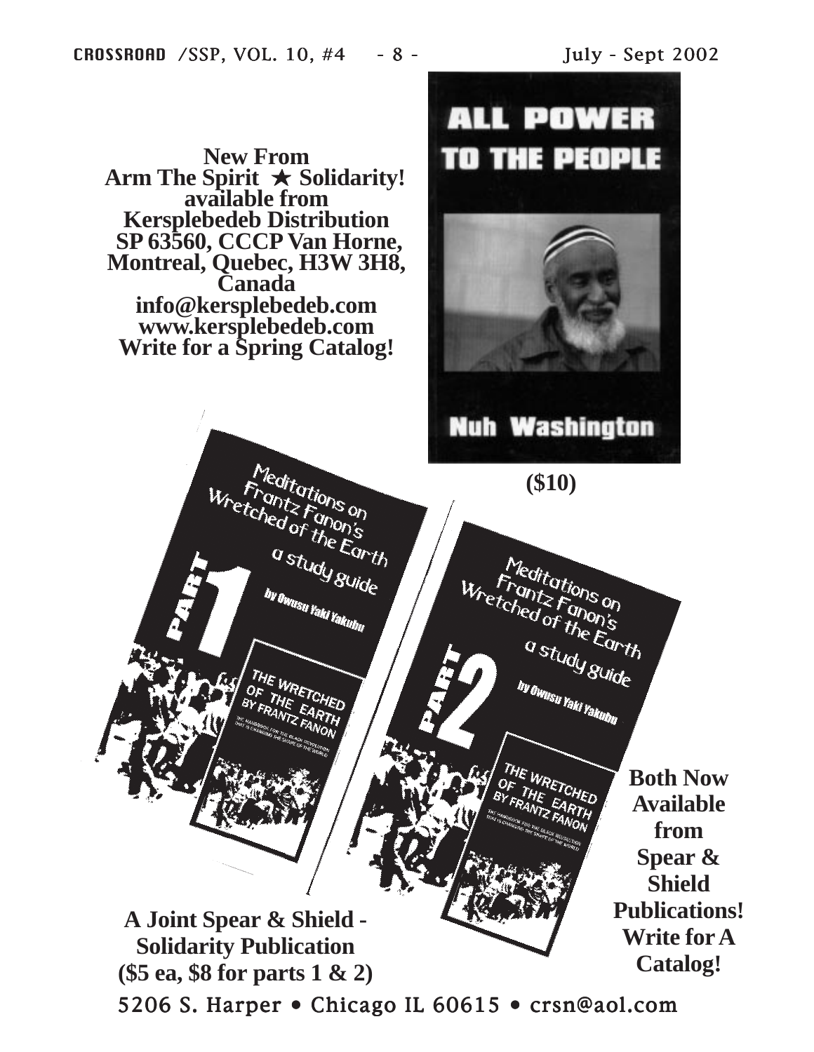**New From**
**Arm The Spirit ★ Solidarity!**
**available from**
**Kersplebedeb Distribution**
**SP 63560, CCCP Van Horne,**
**Montreal, Quebec, H3W 3H8,**
**Canada**
**info@kersplebedeb.com**
**www.kersplebedeb.com**
**Write for a Spring Catalog!**

ALL POWER TO THE PEOPLE

Nuh Washington

**($10)**

Meditations on Frantz Fanon's Wretched of the Earth

a study guide

by Owusu Yaki Yakubu

PART 1

Meditations on Frantz Fanon's Wretched of the Earth

a study guide

by Owusu Yaki Yakubu

PART 2

**Both Now Available from Spear & Shield Publications! Write for A Catalog!**

**A Joint Spear & Shield - Solidarity Publication**
**($5 ea, $8 for parts 1 & 2)**

5206 S. Harper • Chicago IL 60615 • crsn@aol.com